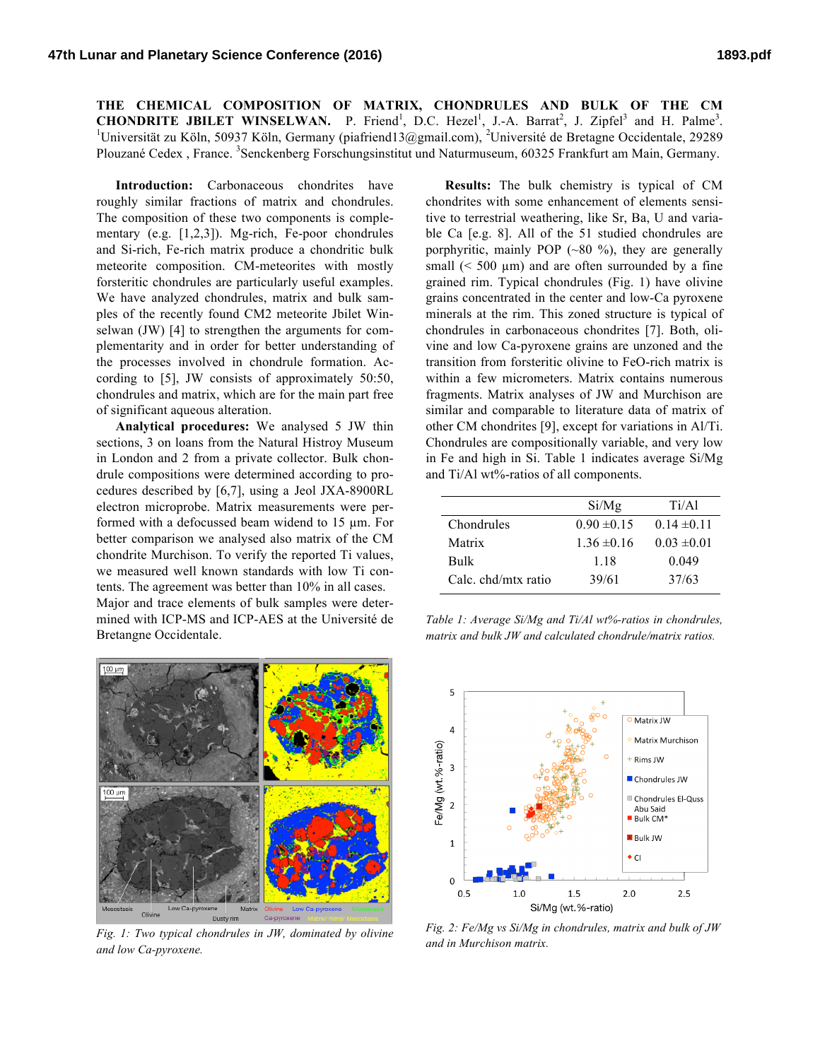**THE CHEMICAL COMPOSITION OF MATRIX, CHONDRULES AND BULK OF THE CM CHONDRITE JBILET WINSELWAN.** P. Friend[1], D.C. Hezel[1], J.-A. Barrat[2], J. Zipfel[3] and H. Palme[3]. [1]Universität zu Köln, 50937 Köln, Germany (piafriend13@gmail.com), [2]Université de Bretagne Occidentale, 29289 Plouzané Cedex , France. [3]Senckenberg Forschungsinstitut und Naturmuseum, 60325 Frankfurt am Main, Germany.

**Introduction:** Carbonaceous chondrites have roughly similar fractions of matrix and chondrules. The composition of these two components is complementary (e.g. [1,2,3]). Mg-rich, Fe-poor chondrules and Si-rich, Fe-rich matrix produce a chondritic bulk meteorite composition. CM-meteorites with mostly forsteritic chondrules are particularly useful examples. We have analyzed chondrules, matrix and bulk samples of the recently found CM2 meteorite Jbilet Winselwan (JW) [4] to strengthen the arguments for complementarity and in order for better understanding of the processes involved in chondrule formation. According to [5], JW consists of approximately 50:50, chondrules and matrix, which are for the main part free of significant aqueous alteration.

**Analytical procedures:** We analysed 5 JW thin sections, 3 on loans from the Natural Histroy Museum in London and 2 from a private collector. Bulk chondrule compositions were determined according to procedures described by [6,7], using a Jeol JXA-8900RL electron microprobe. Matrix measurements were performed with a defocussed beam widend to 15 µm. For better comparison we analysed also matrix of the CM chondrite Murchison. To verify the reported Ti values, we measured well known standards with low Ti contents. The agreement was better than 10% in all cases. Major and trace elements of bulk samples were determined with ICP-MS and ICP-AES at the Université de Bretangne Occidentale.

*Fig. 1: Two typical chondrules in JW, dominated by olivine and low Ca-pyroxene.*

**Results:** The bulk chemistry is typical of CM chondrites with some enhancement of elements sensitive to terrestrial weathering, like Sr, Ba, U and variable Ca [e.g. 8]. All of the 51 studied chondrules are porphyritic, mainly POP (~80 %), they are generally small (< 500 µm) and are often surrounded by a fine grained rim. Typical chondrules (Fig. 1) have olivine grains concentrated in the center and low-Ca pyroxene minerals at the rim. This zoned structure is typical of chondrules in carbonaceous chondrites [7]. Both, olivine and low Ca-pyroxene grains are unzoned and the transition from forsteritic olivine to FeO-rich matrix is within a few micrometers. Matrix contains numerous fragments. Matrix analyses of JW and Murchison are similar and comparable to literature data of matrix of other CM chondrites [9], except for variations in Al/Ti. Chondrules are compositionally variable, and very low in Fe and high in Si. Table 1 indicates average Si/Mg and Ti/Al wt%-ratios of all components.

| | Si/Mg | Ti/Al |
|---|---|---|
| Chondrules | 0.90 ±0.15 | 0.14 ±0.11 |
| Matrix | 1.36 ±0.16 | 0.03 ±0.01 |
| Bulk | 1.18 | 0.049 |
| Calc. chd/mtx ratio | 39/61 | 37/63 |

*Table 1: Average Si/Mg and Ti/Al wt%-ratios in chondrules, matrix and bulk JW and calculated chondrule/matrix ratios.*

*Fig. 2: Fe/Mg vs Si/Mg in chondrules, matrix and bulk of JW and in Murchison matrix.*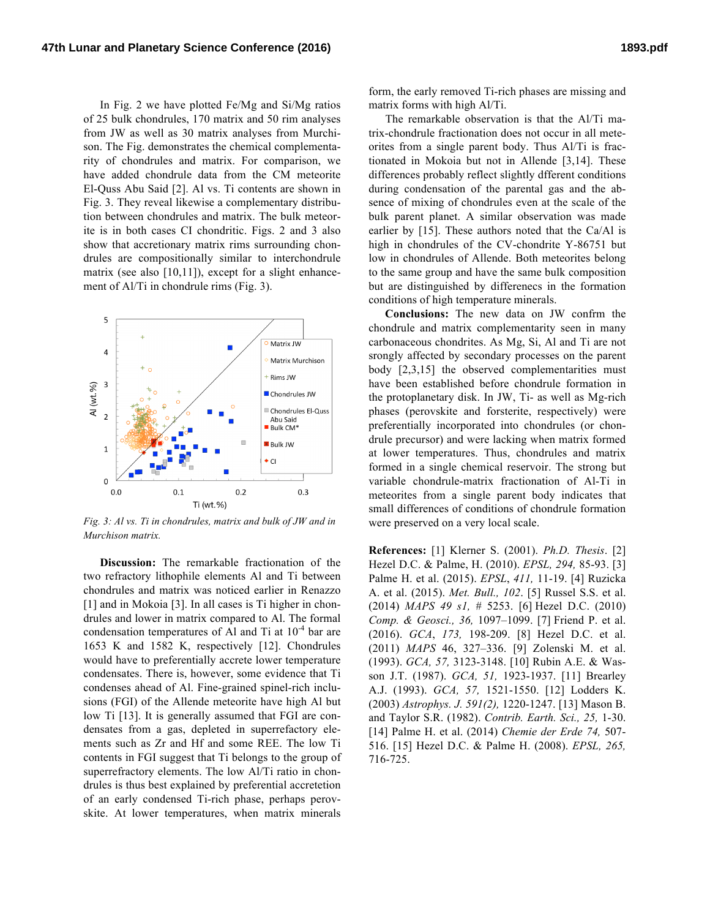In Fig. 2 we have plotted Fe/Mg and Si/Mg ratios of 25 bulk chondrules, 170 matrix and 50 rim analyses from JW as well as 30 matrix analyses from Murchison. The Fig. demonstrates the chemical complementarity of chondrules and matrix. For comparison, we have added chondrule data from the CM meteorite El-Quss Abu Said [2]. Al vs. Ti contents are shown in Fig. 3. They reveal likewise a complementary distribution between chondrules and matrix. The bulk meteorite is in both cases CI chondritic. Figs. 2 and 3 also show that accretionary matrix rims surrounding chondrules are compositionally similar to interchondrule matrix (see also [10,11]), except for a slight enhancement of Al/Ti in chondrule rims (Fig. 3).

5
4
3
2
1
0
Al (wt.%)
0.0
0.1
0.2
0.3
Ti (wt.%)
Matrix JW
Matrix Murchison
Rims JW
Chondrules JW
Chondrules El-Quss Abu Said
Bulk CM*
Bulk JW
CI

*Fig. 3: Al vs. Ti in chondrules, matrix and bulk of JW and in Murchison matrix.*

**Discussion:** The remarkable fractionation of the two refractory lithophile elements Al and Ti between chondrules and matrix was noticed earlier in Renazzo [1] and in Mokoia [3]. In all cases is Ti higher in chondrules and lower in matrix compared to Al. The formal condensation temperatures of Al and Ti at $10^{-4}$ bar are 1653 K and 1582 K, respectively [12]. Chondrules would have to preferentially accrete lower temperature condensates. There is, however, some evidence that Ti condenses ahead of Al. Fine-grained spinel-rich inclusions (FGI) of the Allende meteorite have high Al but low Ti [13]. It is generally assumed that FGI are condensates from a gas, depleted in superrefactory elements such as Zr and Hf and some REE. The low Ti contents in FGI suggest that Ti belongs to the group of superrefractory elements. The low Al/Ti ratio in chondrules is thus best explained by preferential accretetion of an early condensed Ti-rich phase, perhaps perovskite. At lower temperatures, when matrix minerals form, the early removed Ti-rich phases are missing and matrix forms with high Al/Ti.

The remarkable observation is that the Al/Ti matrix-chondrule fractionation does not occur in all meteorites from a single parent body. Thus Al/Ti is fractionated in Mokoia but not in Allende [3,14]. These differences probably reflect slightly dfferent conditions during condensation of the parental gas and the absence of mixing of chondrules even at the scale of the bulk parent planet. A similar observation was made earlier by [15]. These authors noted that the Ca/Al is high in chondrules of the CV-chondrite Y-86751 but low in chondrules of Allende. Both meteorites belong to the same group and have the same bulk composition but are distinguished by differenecs in the formation conditions of high temperature minerals.

**Conclusions:** The new data on JW confrm the chondrule and matrix complementarity seen in many carbonaceous chondrites. As Mg, Si, Al and Ti are not srongly affected by secondary processes on the parent body [2,3,15] the observed complementarities must have been established before chondrule formation in the protoplanetary disk. In JW, Ti- as well as Mg-rich phases (perovskite and forsterite, respectively) were preferentially incorporated into chondrules (or chondrule precursor) and were lacking when matrix formed at lower temperatures. Thus, chondrules and matrix formed in a single chemical reservoir. The strong but variable chondrule-matrix fractionation of Al-Ti in meteorites from a single parent body indicates that small differences of conditions of chondrule formation were preserved on a very local scale.

**References:** [1] Klerner S. (2001). *Ph.D. Thesis*. [2] Hezel D.C. & Palme, H. (2010). *EPSL, 294,* 85-93. [3] Palme H. et al. (2015). *EPSL*, *411,* 11-19. [4] Ruzicka A. et al. (2015). *Met. Bull., 102*. [5] Russel S.S. et al. (2014) *MAPS 49 s1,* # 5253. [6] Hezel D.C. (2010) *Comp. & Geosci., 36,* 1097–1099. [7] Friend P. et al. (2016). *GCA*, *173,* 198-209. [8] Hezel D.C. et al. (2011) *MAPS* 46, 327–336. [9] Zolenski M. et al. (1993). *GCA, 57,* 3123-3148. [10] Rubin A.E. & Wasson J.T. (1987). *GCA, 51,* 1923-1937. [11] Brearley A.J. (1993). *GCA, 57,* 1521-1550. [12] Lodders K. (2003) *Astrophys. J. 591(2),* 1220-1247. [13] Mason B. and Taylor S.R. (1982). *Contrib. Earth. Sci., 25,* 1-30. [14] Palme H. et al. (2014) *Chemie der Erde 74,* 507-516. [15] Hezel D.C. & Palme H. (2008). *EPSL, 265,* 716-725.